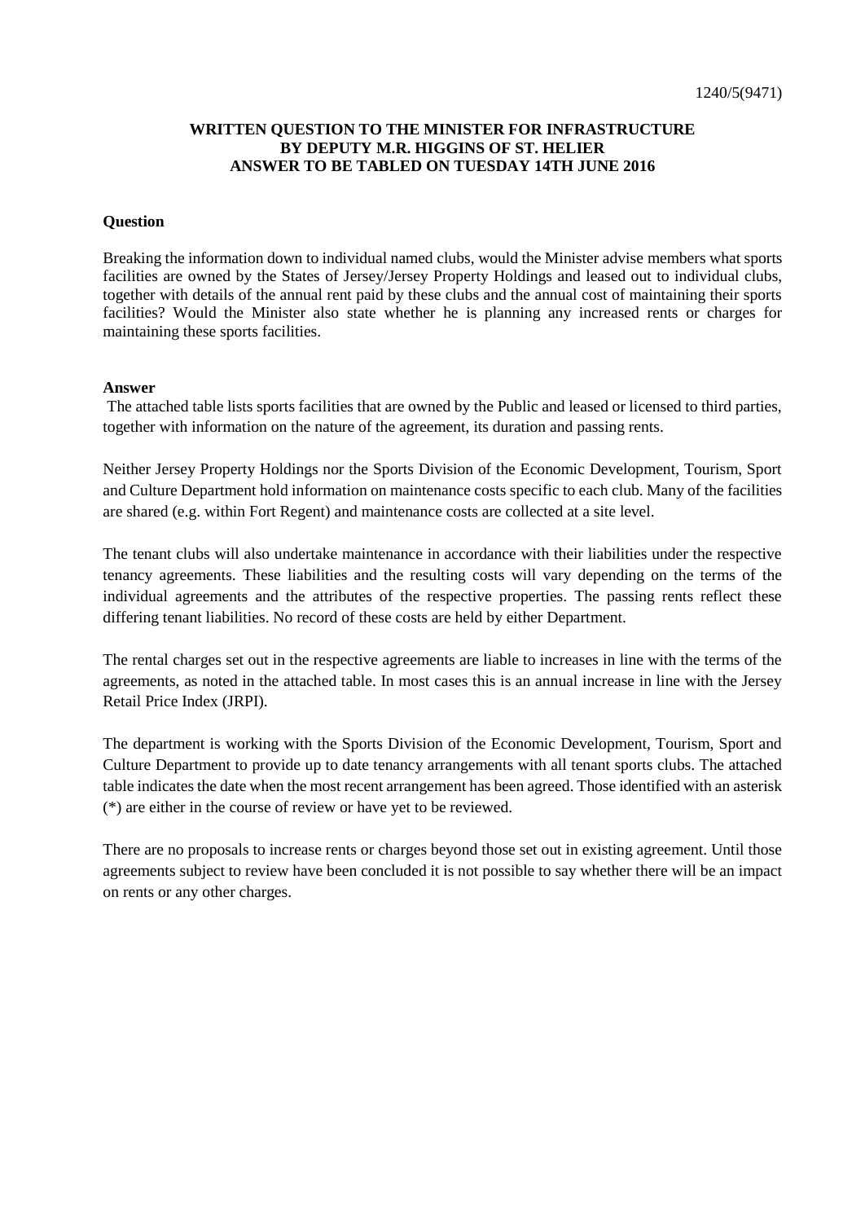1240/5(9471)

**WRITTEN QUESTION TO THE MINISTER FOR INFRASTRUCTURE BY DEPUTY M.R. HIGGINS OF ST. HELIER ANSWER TO BE TABLED ON TUESDAY 14TH JUNE 2016**

**Question**

Breaking the information down to individual named clubs, would the Minister advise members what sports facilities are owned by the States of Jersey/Jersey Property Holdings and leased out to individual clubs, together with details of the annual rent paid by these clubs and the annual cost of maintaining their sports facilities? Would the Minister also state whether he is planning any increased rents or charges for maintaining these sports facilities.

**Answer**

The attached table lists sports facilities that are owned by the Public and leased or licensed to third parties, together with information on the nature of the agreement, its duration and passing rents.

Neither Jersey Property Holdings nor the Sports Division of the Economic Development, Tourism, Sport and Culture Department hold information on maintenance costs specific to each club. Many of the facilities are shared (e.g. within Fort Regent) and maintenance costs are collected at a site level.

The tenant clubs will also undertake maintenance in accordance with their liabilities under the respective tenancy agreements. These liabilities and the resulting costs will vary depending on the terms of the individual agreements and the attributes of the respective properties. The passing rents reflect these differing tenant liabilities. No record of these costs are held by either Department.

The rental charges set out in the respective agreements are liable to increases in line with the terms of the agreements, as noted in the attached table. In most cases this is an annual increase in line with the Jersey Retail Price Index (JRPI).

The department is working with the Sports Division of the Economic Development, Tourism, Sport and Culture Department to provide up to date tenancy arrangements with all tenant sports clubs. The attached table indicates the date when the most recent arrangement has been agreed. Those identified with an asterisk (*) are either in the course of review or have yet to be reviewed.

There are no proposals to increase rents or charges beyond those set out in existing agreement. Until those agreements subject to review have been concluded it is not possible to say whether there will be an impact on rents or any other charges.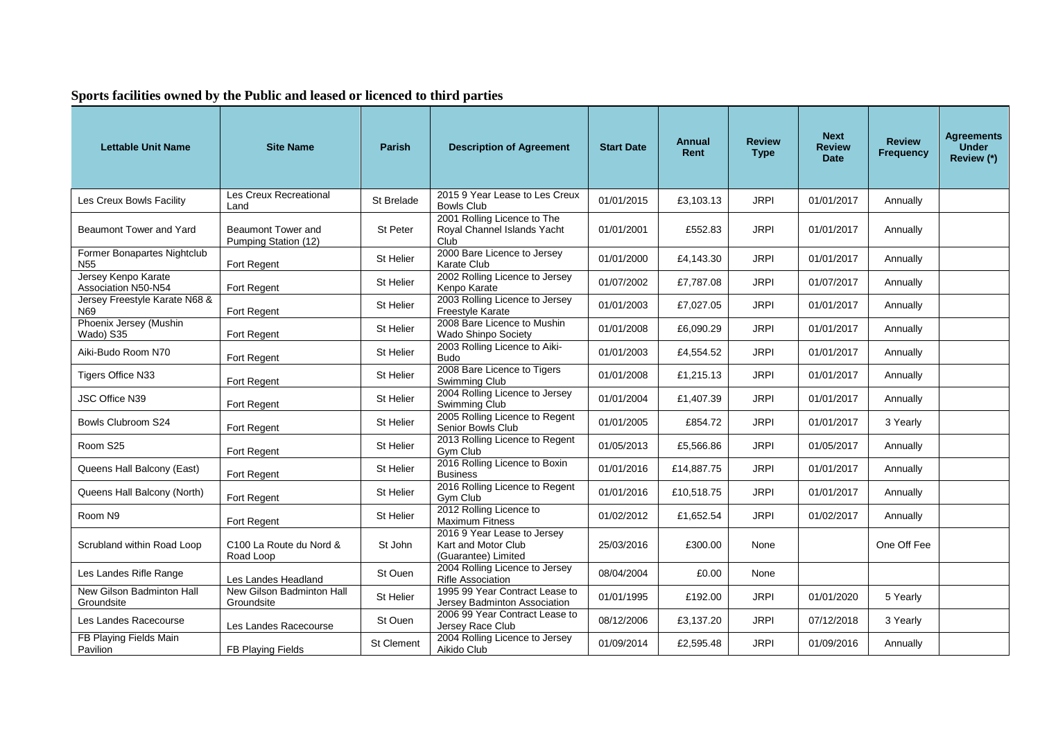## Sports facilities owned by the Public and leased or licenced to third parties

| Lettable Unit Name | Site Name | Parish | Description of Agreement | Start Date | Annual Rent | Review Type | Next Review Date | Review Frequency | Agreements Under Review (*) |
|---|---|---|---|---|---|---|---|---|---|
| Les Creux Bowls Facility | Les Creux Recreational Land | St Brelade | 2015 9 Year Lease to Les Creux Bowls Club | 01/01/2015 | £3,103.13 | JRPI | 01/01/2017 | Annually | |
| Beaumont Tower and Yard | Beaumont Tower and Pumping Station (12) | St Peter | 2001 Rolling Licence to The Royal Channel Islands Yacht Club | 01/01/2001 | £552.83 | JRPI | 01/01/2017 | Annually | |
| Former Bonapartes Nightclub N55 | Fort Regent | St Helier | 2000 Bare Licence to Jersey Karate Club | 01/01/2000 | £4,143.30 | JRPI | 01/01/2017 | Annually | |
| Jersey Kenpo Karate Association N50-N54 | Fort Regent | St Helier | 2002 Rolling Licence to Jersey Kenpo Karate | 01/07/2002 | £7,787.08 | JRPI | 01/07/2017 | Annually | |
| Jersey Freestyle Karate N68 & N69 | Fort Regent | St Helier | 2003 Rolling Licence to Jersey Freestyle Karate | 01/01/2003 | £7,027.05 | JRPI | 01/01/2017 | Annually | |
| Phoenix Jersey (Mushin Wado) S35 | Fort Regent | St Helier | 2008 Bare Licence to Mushin Wado Shinpo Society | 01/01/2008 | £6,090.29 | JRPI | 01/01/2017 | Annually | |
| Aiki-Budo Room N70 | Fort Regent | St Helier | 2003 Rolling Licence to Aiki-Budo | 01/01/2003 | £4,554.52 | JRPI | 01/01/2017 | Annually | |
| Tigers Office N33 | Fort Regent | St Helier | 2008 Bare Licence to Tigers Swimming Club | 01/01/2008 | £1,215.13 | JRPI | 01/01/2017 | Annually | |
| JSC Office N39 | Fort Regent | St Helier | 2004 Rolling Licence to Jersey Swimming Club | 01/01/2004 | £1,407.39 | JRPI | 01/01/2017 | Annually | |
| Bowls Clubroom S24 | Fort Regent | St Helier | 2005 Rolling Licence to Regent Senior Bowls Club | 01/01/2005 | £854.72 | JRPI | 01/01/2017 | 3 Yearly | |
| Room S25 | Fort Regent | St Helier | 2013 Rolling Licence to Regent Gym Club | 01/05/2013 | £5,566.86 | JRPI | 01/05/2017 | Annually | |
| Queens Hall Balcony (East) | Fort Regent | St Helier | 2016 Rolling Licence to Boxin Business | 01/01/2016 | £14,887.75 | JRPI | 01/01/2017 | Annually | |
| Queens Hall Balcony (North) | Fort Regent | St Helier | 2016 Rolling Licence to Regent Gym Club | 01/01/2016 | £10,518.75 | JRPI | 01/01/2017 | Annually | |
| Room N9 | Fort Regent | St Helier | 2012 Rolling Licence to Maximum Fitness | 01/02/2012 | £1,652.54 | JRPI | 01/02/2017 | Annually | |
| Scrubland within Road Loop | C100 La Route du Nord & Road Loop | St John | 2016 9 Year Lease to Jersey Kart and Motor Club (Guarantee) Limited | 25/03/2016 | £300.00 | None | | One Off Fee | |
| Les Landes Rifle Range | Les Landes Headland | St Ouen | 2004 Rolling Licence to Jersey Rifle Association | 08/04/2004 | £0.00 | None | | | |
| New Gilson Badminton Hall Groundsite | New Gilson Badminton Hall Groundsite | St Helier | 1995 99 Year Contract Lease to Jersey Badminton Association | 01/01/1995 | £192.00 | JRPI | 01/01/2020 | 5 Yearly | |
| Les Landes Racecourse | Les Landes Racecourse | St Ouen | 2006 99 Year Contract Lease to Jersey Race Club | 08/12/2006 | £3,137.20 | JRPI | 07/12/2018 | 3 Yearly | |
| FB Playing Fields Main Pavilion | FB Playing Fields | St Clement | 2004 Rolling Licence to Jersey Aikido Club | 01/09/2014 | £2,595.48 | JRPI | 01/09/2016 | Annually | |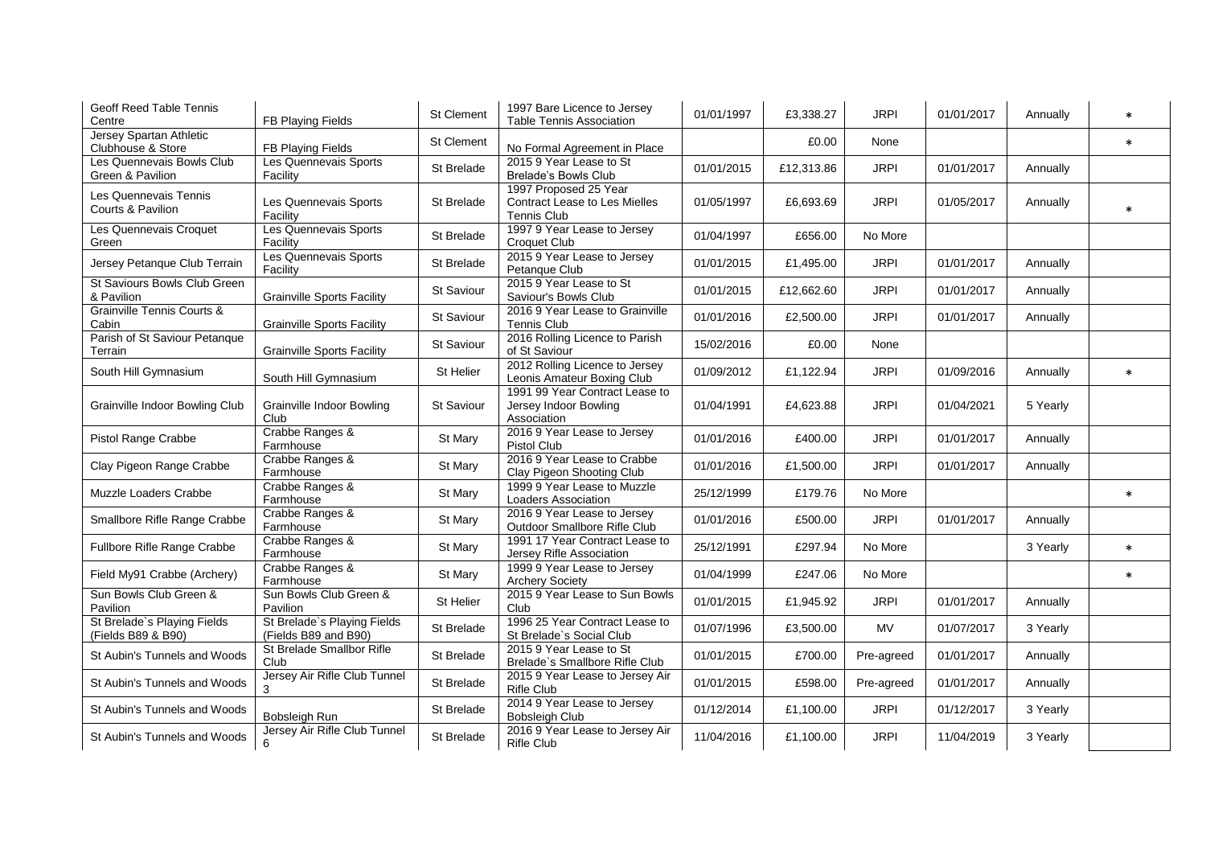| Geoff Reed Table Tennis Centre | FB Playing Fields | St Clement | 1997 Bare Licence to Jersey Table Tennis Association | 01/01/1997 | £3,338.27 | JRPI | 01/01/2017 | Annually | * |
|---|---|---|---|---|---|---|---|---|---|
| Jersey Spartan Athletic Clubhouse & Store | FB Playing Fields | St Clement | No Formal Agreement in Place | | £0.00 | None | | | * |
| Les Quennevais Bowls Club Green & Pavilion | Les Quennevais Sports Facility | St Brelade | 2015 9 Year Lease to St Brelade's Bowls Club | 01/01/2015 | £12,313.86 | JRPI | 01/01/2017 | Annually | |
| Les Quennevais Tennis Courts & Pavilion | Les Quennevais Sports Facility | St Brelade | 1997 Proposed 25 Year Contract Lease to Les Mielles Tennis Club | 01/05/1997 | £6,693.69 | JRPI | 01/05/2017 | Annually | * |
| Les Quennevais Croquet Green | Les Quennevais Sports Facility | St Brelade | 1997 9 Year Lease to Jersey Croquet Club | 01/04/1997 | £656.00 | No More | | | |
| Jersey Petanque Club Terrain | Les Quennevais Sports Facility | St Brelade | 2015 9 Year Lease to Jersey Petanque Club | 01/01/2015 | £1,495.00 | JRPI | 01/01/2017 | Annually | |
| St Saviours Bowls Club Green & Pavilion | Grainville Sports Facility | St Saviour | 2015 9 Year Lease to St Saviour's Bowls Club | 01/01/2015 | £12,662.60 | JRPI | 01/01/2017 | Annually | |
| Grainville Tennis Courts & Cabin | Grainville Sports Facility | St Saviour | 2016 9 Year Lease to Grainville Tennis Club | 01/01/2016 | £2,500.00 | JRPI | 01/01/2017 | Annually | |
| Parish of St Saviour Petanque Terrain | Grainville Sports Facility | St Saviour | 2016 Rolling Licence to Parish of St Saviour | 15/02/2016 | £0.00 | None | | | |
| South Hill Gymnasium | South Hill Gymnasium | St Helier | 2012 Rolling Licence to Jersey Leonis Amateur Boxing Club | 01/09/2012 | £1,122.94 | JRPI | 01/09/2016 | Annually | * |
| Grainville Indoor Bowling Club | Grainville Indoor Bowling Club | St Saviour | 1991 99 Year Contract Lease to Jersey Indoor Bowling Association | 01/04/1991 | £4,623.88 | JRPI | 01/04/2021 | 5 Yearly | |
| Pistol Range Crabbe | Crabbe Ranges & Farmhouse | St Mary | 2016 9 Year Lease to Jersey Pistol Club | 01/01/2016 | £400.00 | JRPI | 01/01/2017 | Annually | |
| Clay Pigeon Range Crabbe | Crabbe Ranges & Farmhouse | St Mary | 2016 9 Year Lease to Crabbe Clay Pigeon Shooting Club | 01/01/2016 | £1,500.00 | JRPI | 01/01/2017 | Annually | |
| Muzzle Loaders Crabbe | Crabbe Ranges & Farmhouse | St Mary | 1999 9 Year Lease to Muzzle Loaders Association | 25/12/1999 | £179.76 | No More | | | * |
| Smallbore Rifle Range Crabbe | Crabbe Ranges & Farmhouse | St Mary | 2016 9 Year Lease to Jersey Outdoor Smallbore Rifle Club | 01/01/2016 | £500.00 | JRPI | 01/01/2017 | Annually | |
| Fullbore Rifle Range Crabbe | Crabbe Ranges & Farmhouse | St Mary | 1991 17 Year Contract Lease to Jersey Rifle Association | 25/12/1991 | £297.94 | No More | | 3 Yearly | * |
| Field My91 Crabbe (Archery) | Crabbe Ranges & Farmhouse | St Mary | 1999 9 Year Lease to Jersey Archery Society | 01/04/1999 | £247.06 | No More | | | * |
| Sun Bowls Club Green & Pavilion | Sun Bowls Club Green & Pavilion | St Helier | 2015 9 Year Lease to Sun Bowls Club | 01/01/2015 | £1,945.92 | JRPI | 01/01/2017 | Annually | |
| St Brelade`s Playing Fields (Fields B89 & B90) | St Brelade`s Playing Fields (Fields B89 and B90) | St Brelade | 1996 25 Year Contract Lease to St Brelade`s Social Club | 01/07/1996 | £3,500.00 | MV | 01/07/2017 | 3 Yearly | |
| St Aubin's Tunnels and Woods | St Brelade Smallbor Rifle Club | St Brelade | 2015 9 Year Lease to St Brelade`s Smallbore Rifle Club | 01/01/2015 | £700.00 | Pre-agreed | 01/01/2017 | Annually | |
| St Aubin's Tunnels and Woods | Jersey Air Rifle Club Tunnel 3 | St Brelade | 2015 9 Year Lease to Jersey Air Rifle Club | 01/01/2015 | £598.00 | Pre-agreed | 01/01/2017 | Annually | |
| St Aubin's Tunnels and Woods | Bobsleigh Run | St Brelade | 2014 9 Year Lease to Jersey Bobsleigh Club | 01/12/2014 | £1,100.00 | JRPI | 01/12/2017 | 3 Yearly | |
| St Aubin's Tunnels and Woods | Jersey Air Rifle Club Tunnel 6 | St Brelade | 2016 9 Year Lease to Jersey Air Rifle Club | 11/04/2016 | £1,100.00 | JRPI | 11/04/2019 | 3 Yearly | |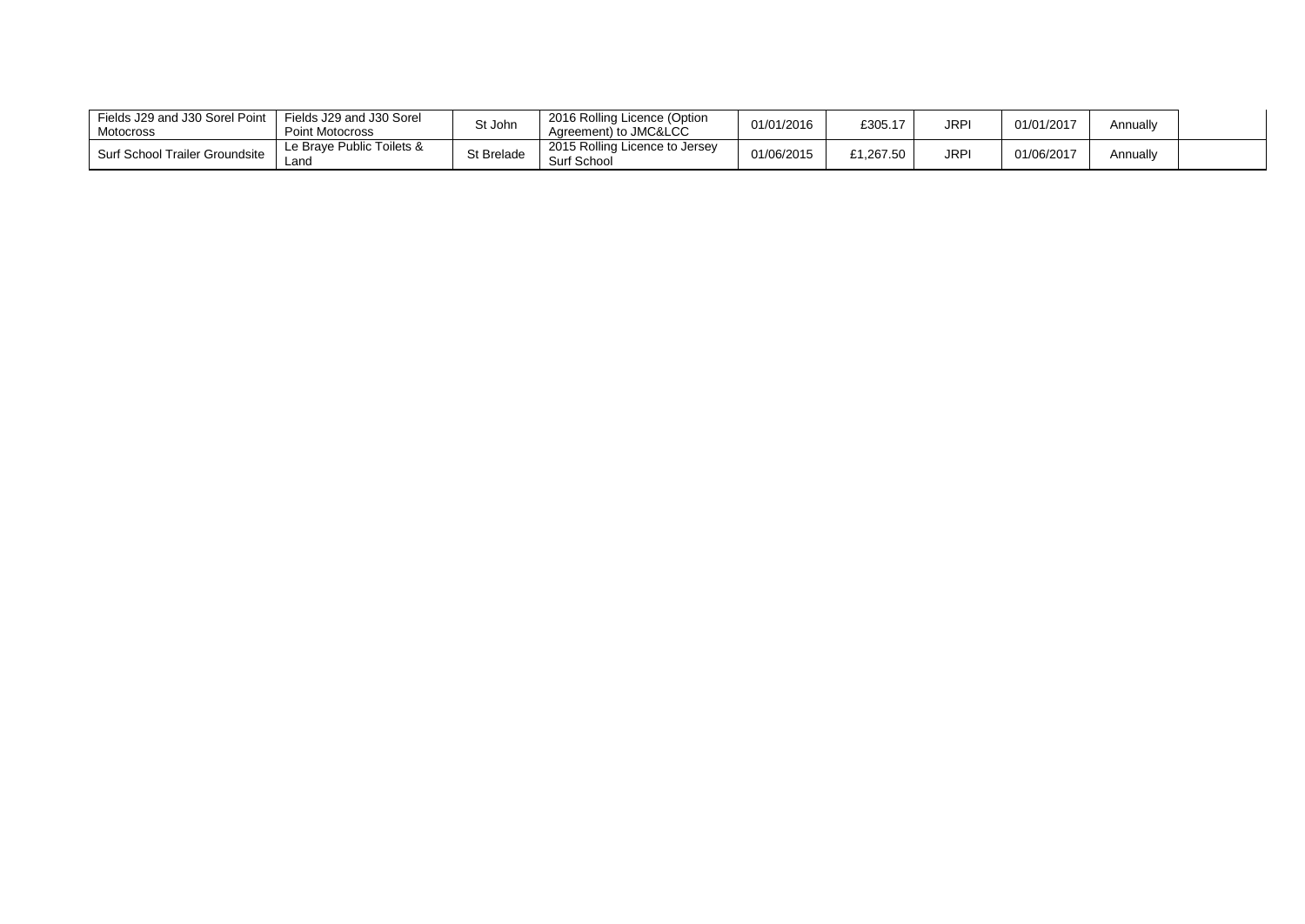| | | | | | | | | | |
|---|---|---|---|---|---|---|---|---|---|
| Fields J29 and J30 Sorel Point Motocross | Fields J29 and J30 Sorel Point Motocross | St John | 2016 Rolling Licence (Option Agreement) to JMC&LCC | 01/01/2016 | £305.17 | JRPI | 01/01/2017 | Annually | |
| Surf School Trailer Groundsite | Le Braye Public Toilets & Land | St Brelade | 2015 Rolling Licence to Jersey Surf School | 01/06/2015 | £1,267.50 | JRPI | 01/06/2017 | Annually | |